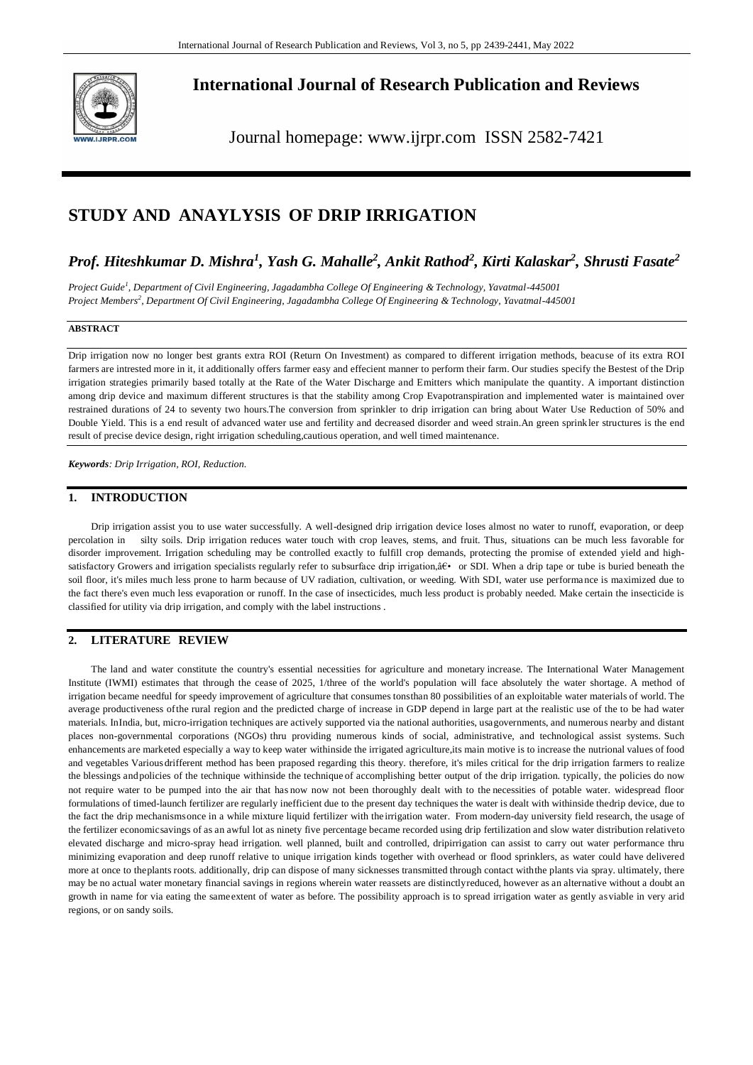# International Journal of Research Publication and Reviews

Journal homepage: www.ijrpr.com ISSN 2582-7421

# STUDY AND ANAYLYSIS OF DRIP IRRIGATION

***Prof. Hiteshkumar D. Mishra[1], Yash G. Mahalle[2], Ankit Rathod[2], Kirti Kalaskar[2], Shrusti Fasate[2]***

*Project Guide[1], Department of Civil Engineering, Jagadambha College Of Engineering & Technology, Yavatmal-445001*
*Project Members[2], Department Of Civil Engineering, Jagadambha College Of Engineering & Technology, Yavatmal-445001*

**ABSTRACT**

Drip irrigation now no longer best grants extra ROI (Return On Investment) as compared to different irrigation methods, beacuse of its extra ROI farmers are intrested more in it, it additionally offers farmer easy and effecient manner to perform their farm. Our studies specify the Bestest of the Drip irrigation strategies primarily based totally at the Rate of the Water Discharge and Emitters which manipulate the quantity. A important distinction among drip device and maximum different structures is that the stability among Crop Evapotranspiration and implemented water is maintained over restrained durations of 24 to seventy two hours.The conversion from sprinkler to drip irrigation can bring about Water Use Reduction of 50% and Double Yield. This is a end result of advanced water use and fertility and decreased disorder and weed strain.An green sprinkler structures is the end result of precise device design, right irrigation scheduling,cautious operation, and well timed maintenance.

*Keywords: Drip Irrigation, ROI, Reduction.*

## 1. INTRODUCTION

Drip irrigation assist you to use water successfully. A well-designed drip irrigation device loses almost no water to runoff, evaporation, or deep percolation in silty soils. Drip irrigation reduces water touch with crop leaves, stems, and fruit. Thus, situations can be much less favorable for disorder improvement. Irrigation scheduling may be controlled exactly to fulfill crop demands, protecting the promise of extended yield and high-satisfactory Growers and irrigation specialists regularly refer to subsurface drip irrigation,â€• or SDI. When a drip tape or tube is buried beneath the soil floor, it's miles much less prone to harm because of UV radiation, cultivation, or weeding. With SDI, water use performance is maximized due to the fact there's even much less evaporation or runoff. In the case of insecticides, much less product is probably needed. Make certain the insecticide is classified for utility via drip irrigation, and comply with the label instructions .

## 2. LITERATURE REVIEW

The land and water constitute the country's essential necessities for agriculture and monetary increase. The International Water Management Institute (IWMI) estimates that through the cease of 2025, 1/three of the world's population will face absolutely the water shortage. A method of irrigation became needful for speedy improvement of agriculture that consumes tonsthan 80 possibilities of an exploitable water materials of world. The average productiveness ofthe rural region and the predicted charge of increase in GDP depend in large part at the realistic use of the to be had water materials. InIndia, but, micro-irrigation techniques are actively supported via the national authorities, usagovernments, and numerous nearby and distant places non-governmental corporations (NGOs) thru providing numerous kinds of social, administrative, and technological assist systems. Such enhancements are marketed especially a way to keep water withinside the irrigated agriculture,its main motive is to increase the nutrional values of food and vegetables Variousdrifferent method has been praposed regarding this theory. therefore, it's miles critical for the drip irrigation farmers to realize the blessings andpolicies of the technique withinside the technique of accomplishing better output of the drip irrigation. typically, the policies do now not require water to be pumped into the air that has now now not been thoroughly dealt with to the necessities of potable water. widespread floor formulations of timed-launch fertilizer are regularly inefficient due to the present day techniques the water is dealt with withinside thedrip device, due to the fact the drip mechanismsonce in a while mixture liquid fertilizer with theirrigation water. From modern-day university field research, the usage of the fertilizer economicsavings of as an awful lot as ninety five percentage became recorded using drip fertilization and slow water distribution relativeto elevated discharge and micro-spray head irrigation. well planned, built and controlled, dripirrigation can assist to carry out water performance thru minimizing evaporation and deep runoff relative to unique irrigation kinds together with overhead or flood sprinklers, as water could have delivered more at once to theplants roots. additionally, drip can dispose of many sicknesses transmitted through contact withthe plants via spray. ultimately, there may be no actual water monetary financial savings in regions wherein water reassets are distinctlyreduced, however as an alternative without a doubt an growth in name for via eating the sameextent of water as before. The possibility approach is to spread irrigation water as gently asviable in very arid regions, or on sandy soils.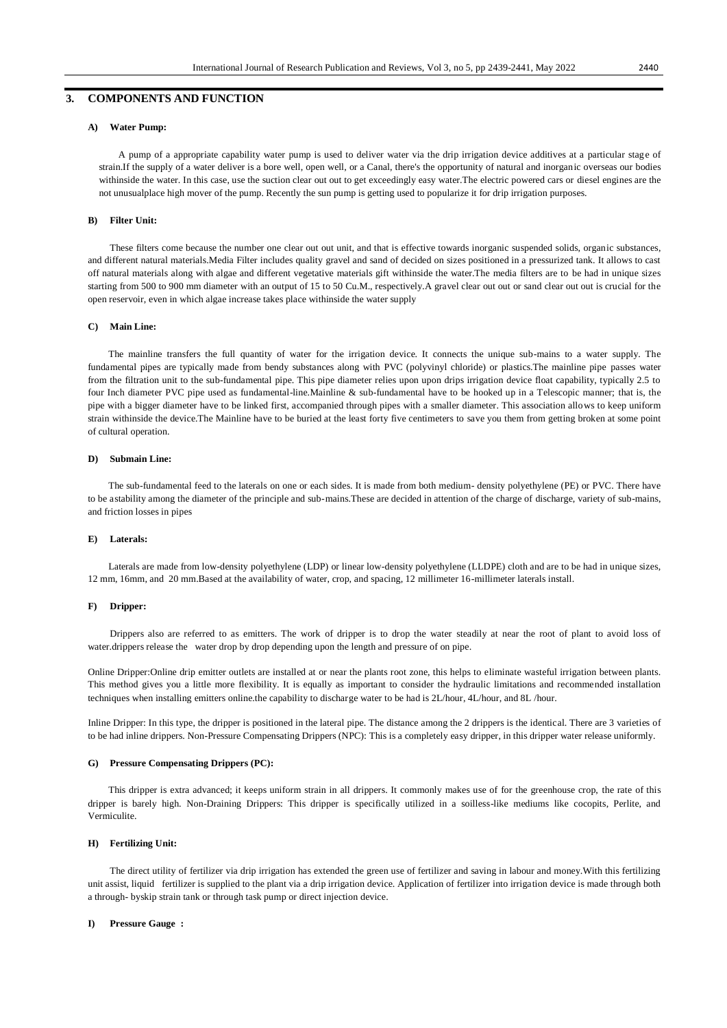## 3. COMPONENTS AND FUNCTION

### A) Water Pump:

A pump of a appropriate capability water pump is used to deliver water via the drip irrigation device additives at a particular stage of strain.If the supply of a water deliver is a bore well, open well, or a Canal, there's the opportunity of natural and inorganic overseas our bodies withinside the water. In this case, use the suction clear out out to get exceedingly easy water.The electric powered cars or diesel engines are the not unusualplace high mover of the pump. Recently the sun pump is getting used to popularize it for drip irrigation purposes.

### B) Filter Unit:

These filters come because the number one clear out out unit, and that is effective towards inorganic suspended solids, organic substances, and different natural materials.Media Filter includes quality gravel and sand of decided on sizes positioned in a pressurized tank. It allows to cast off natural materials along with algae and different vegetative materials gift withinside the water.The media filters are to be had in unique sizes starting from 500 to 900 mm diameter with an output of 15 to 50 Cu.M., respectively.A gravel clear out out or sand clear out out is crucial for the open reservoir, even in which algae increase takes place withinside the water supply

### C) Main Line:

The mainline transfers the full quantity of water for the irrigation device. It connects the unique sub-mains to a water supply. The fundamental pipes are typically made from bendy substances along with PVC (polyvinyl chloride) or plastics.The mainline pipe passes water from the filtration unit to the sub-fundamental pipe. This pipe diameter relies upon upon drips irrigation device float capability, typically 2.5 to four Inch diameter PVC pipe used as fundamental-line.Mainline & sub-fundamental have to be hooked up in a Telescopic manner; that is, the pipe with a bigger diameter have to be linked first, accompanied through pipes with a smaller diameter. This association allows to keep uniform strain withinside the device.The Mainline have to be buried at the least forty five centimeters to save you them from getting broken at some point of cultural operation.

### D) Submain Line:

The sub-fundamental feed to the laterals on one or each sides. It is made from both medium- density polyethylene (PE) or PVC. There have to be astability among the diameter of the principle and sub-mains.These are decided in attention of the charge of discharge, variety of sub-mains, and friction losses in pipes

### E) Laterals:

Laterals are made from low-density polyethylene (LDP) or linear low-density polyethylene (LLDPE) cloth and are to be had in unique sizes, 12 mm, 16mm, and 20 mm.Based at the availability of water, crop, and spacing, 12 millimeter 16-millimeter laterals install.

### F) Dripper:

Drippers also are referred to as emitters. The work of dripper is to drop the water steadily at near the root of plant to avoid loss of water.drippers release the water drop by drop depending upon the length and pressure of on pipe.

Online Dripper:Online drip emitter outlets are installed at or near the plants root zone, this helps to eliminate wasteful irrigation between plants. This method gives you a little more flexibility. It is equally as important to consider the hydraulic limitations and recommended installation techniques when installing emitters online.the capability to discharge water to be had is 2L/hour, 4L/hour, and 8L /hour.

Inline Dripper: In this type, the dripper is positioned in the lateral pipe. The distance among the 2 drippers is the identical. There are 3 varieties of to be had inline drippers. Non-Pressure Compensating Drippers (NPC): This is a completely easy dripper, in this dripper water release uniformly.

### G) Pressure Compensating Drippers (PC):

This dripper is extra advanced; it keeps uniform strain in all drippers. It commonly makes use of for the greenhouse crop, the rate of this dripper is barely high. Non-Draining Drippers: This dripper is specifically utilized in a soilless-like mediums like cocopits, Perlite, and Vermiculite.

### H) Fertilizing Unit:

The direct utility of fertilizer via drip irrigation has extended the green use of fertilizer and saving in labour and money.With this fertilizing unit assist, liquid fertilizer is supplied to the plant via a drip irrigation device. Application of fertilizer into irrigation device is made through both a through- byskip strain tank or through task pump or direct injection device.

### I) Pressure Gauge :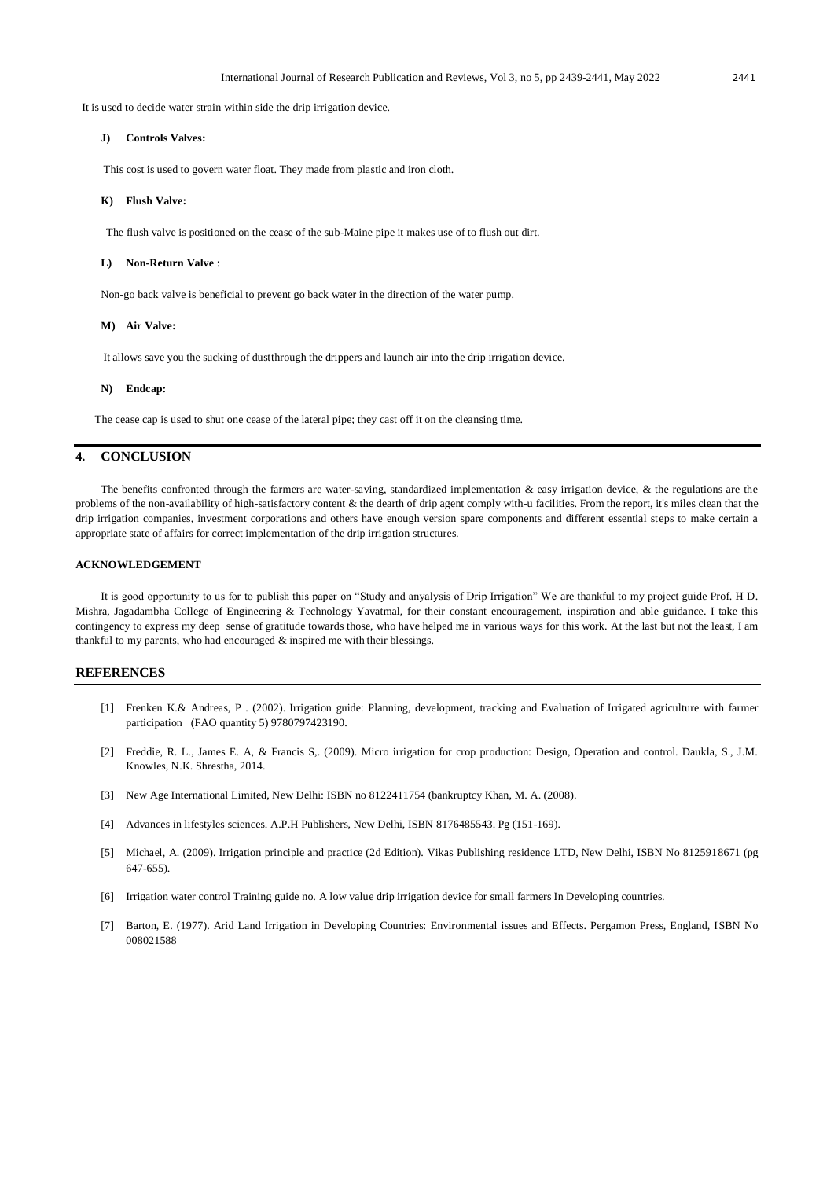It is used to decide water strain within side the drip irrigation device.

**J) Controls Valves:**

This cost is used to govern water float. They made from plastic and iron cloth.

**K) Flush Valve:**

The flush valve is positioned on the cease of the sub-Maine pipe it makes use of to flush out dirt.

**L) Non-Return Valve** :

Non-go back valve is beneficial to prevent go back water in the direction of the water pump.

**M) Air Valve:**

It allows save you the sucking of dustthrough the drippers and launch air into the drip irrigation device.

**N) Endcap:**

The cease cap is used to shut one cease of the lateral pipe; they cast off it on the cleansing time.

## 4. CONCLUSION

The benefits confronted through the farmers are water-saving, standardized implementation & easy irrigation device, & the regulations are the problems of the non-availability of high-satisfactory content & the dearth of drip agent comply with-u facilities. From the report, it's miles clean that the drip irrigation companies, investment corporations and others have enough version spare components and different essential steps to make certain a appropriate state of affairs for correct implementation of the drip irrigation structures.

### ACKNOWLEDGEMENT

It is good opportunity to us for to publish this paper on "Study and anyalysis of Drip Irrigation" We are thankful to my project guide Prof. H D. Mishra, Jagadambha College of Engineering & Technology Yavatmal, for their constant encouragement, inspiration and able guidance. I take this contingency to express my deep sense of gratitude towards those, who have helped me in various ways for this work. At the last but not the least, I am thankful to my parents, who had encouraged & inspired me with their blessings.

## REFERENCES

[1] Frenken K.& Andreas, P . (2002). Irrigation guide: Planning, development, tracking and Evaluation of Irrigated agriculture with farmer participation (FAO quantity 5) 9780797423190.

[2] Freddie, R. L., James E. A, & Francis S,. (2009). Micro irrigation for crop production: Design, Operation and control. Daukla, S., J.M. Knowles, N.K. Shrestha, 2014.

[3] New Age International Limited, New Delhi: ISBN no 8122411754 (bankruptcy Khan, M. A. (2008).

[4] Advances in lifestyles sciences. A.P.H Publishers, New Delhi, ISBN 8176485543. Pg (151-169).

[5] Michael, A. (2009). Irrigation principle and practice (2d Edition). Vikas Publishing residence LTD, New Delhi, ISBN No 8125918671 (pg 647-655).

[6] Irrigation water control Training guide no. A low value drip irrigation device for small farmers In Developing countries.

[7] Barton, E. (1977). Arid Land Irrigation in Developing Countries: Environmental issues and Effects. Pergamon Press, England, ISBN No 008021588